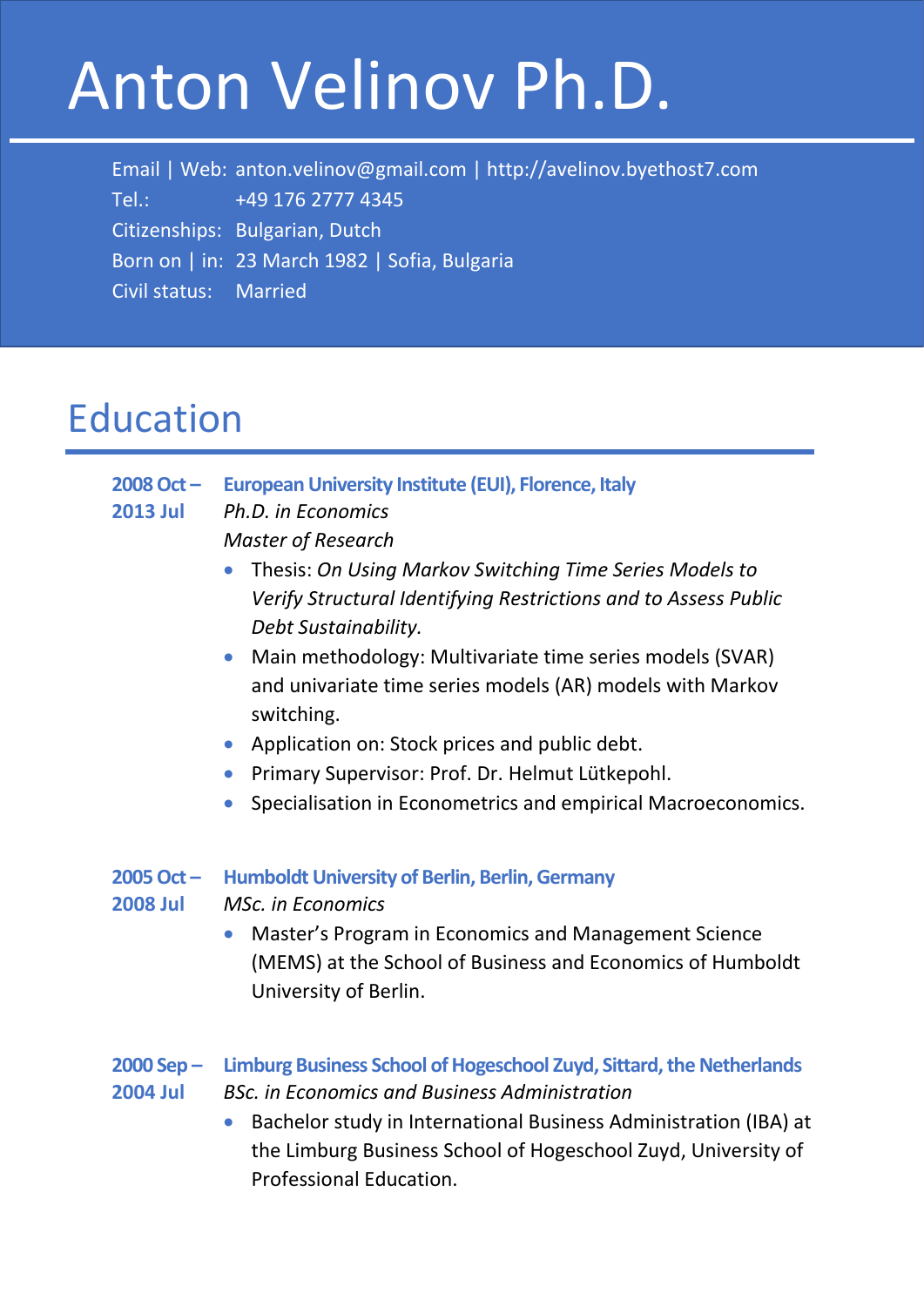# Anton Velinov Ph.D.

Email | Web: anton.velinov@gmail.com | http://avelinov.byethost7.com
Tel.: +49 176 2777 4345
Citizenships: Bulgarian, Dutch
Born on | in: 23 March 1982 | Sofia, Bulgaria
Civil status: Married

## Education

**2008 Oct – 2013 Jul** **European University Institute (EUI), Florence, Italy**
*Ph.D. in Economics*
*Master of Research*

- Thesis: *On Using Markov Switching Time Series Models to Verify Structural Identifying Restrictions and to Assess Public Debt Sustainability.*
- Main methodology: Multivariate time series models (SVAR) and univariate time series models (AR) models with Markov switching.
- Application on: Stock prices and public debt.
- Primary Supervisor: Prof. Dr. Helmut Lütkepohl.
- Specialisation in Econometrics and empirical Macroeconomics.

**2005 Oct – 2008 Jul** **Humboldt University of Berlin, Berlin, Germany**
*MSc. in Economics*

- Master's Program in Economics and Management Science (MEMS) at the School of Business and Economics of Humboldt University of Berlin.

**2000 Sep – 2004 Jul** **Limburg Business School of Hogeschool Zuyd, Sittard, the Netherlands**
*BSc. in Economics and Business Administration*

- Bachelor study in International Business Administration (IBA) at the Limburg Business School of Hogeschool Zuyd, University of Professional Education.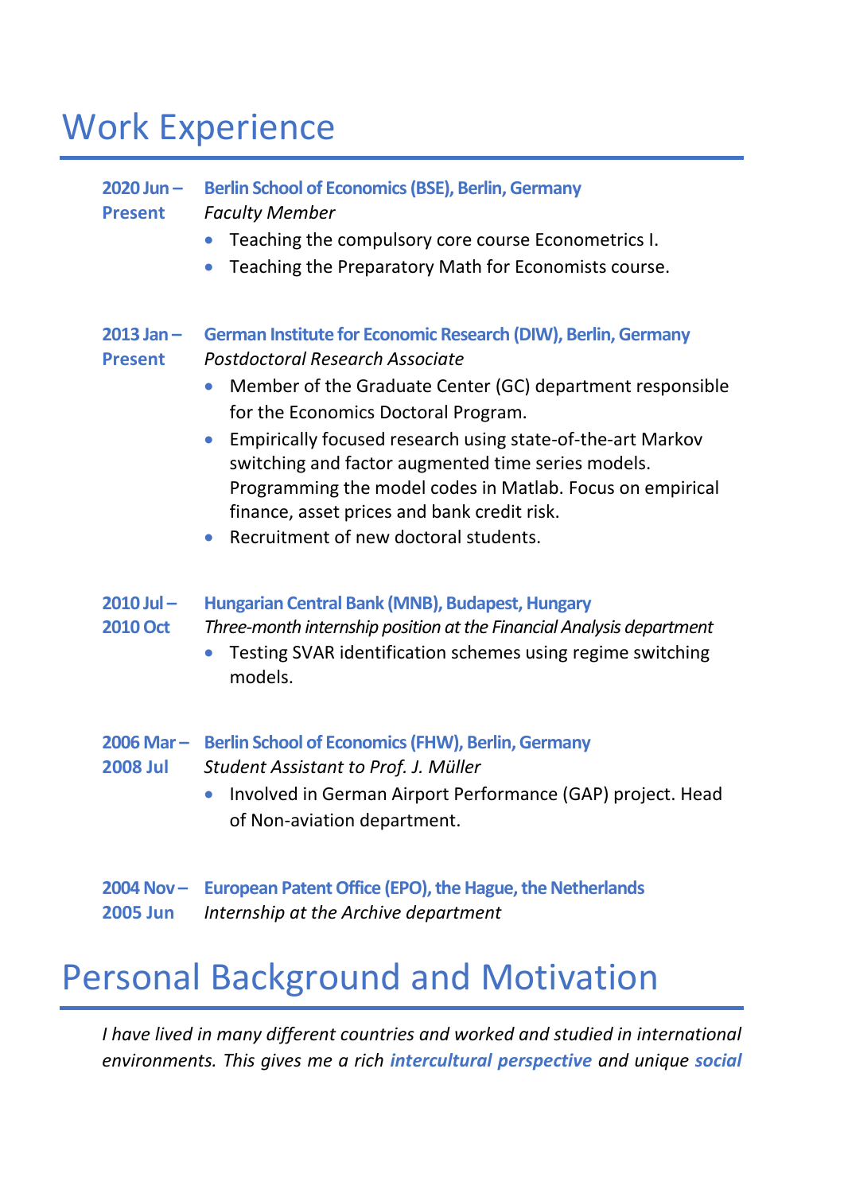# Work Experience

**2020 Jun – Present** **Berlin School of Economics (BSE), Berlin, Germany**
*Faculty Member*

- Teaching the compulsory core course Econometrics I.
- Teaching the Preparatory Math for Economists course.

**2013 Jan – Present** **German Institute for Economic Research (DIW), Berlin, Germany**
*Postdoctoral Research Associate*

- Member of the Graduate Center (GC) department responsible for the Economics Doctoral Program.
- Empirically focused research using state-of-the-art Markov switching and factor augmented time series models. Programming the model codes in Matlab. Focus on empirical finance, asset prices and bank credit risk.
- Recruitment of new doctoral students.

**2010 Jul – 2010 Oct** **Hungarian Central Bank (MNB), Budapest, Hungary**
*Three-month internship position at the Financial Analysis department*

- Testing SVAR identification schemes using regime switching models.

**2006 Mar – 2008 Jul** **Berlin School of Economics (FHW), Berlin, Germany**
*Student Assistant to Prof. J. Müller*

- Involved in German Airport Performance (GAP) project. Head of Non-aviation department.

**2004 Nov – 2005 Jun** **European Patent Office (EPO), the Hague, the Netherlands**
*Internship at the Archive department*

# Personal Background and Motivation

*I have lived in many different countries and worked and studied in international environments. This gives me a rich* ***intercultural perspective*** *and unique* ***social***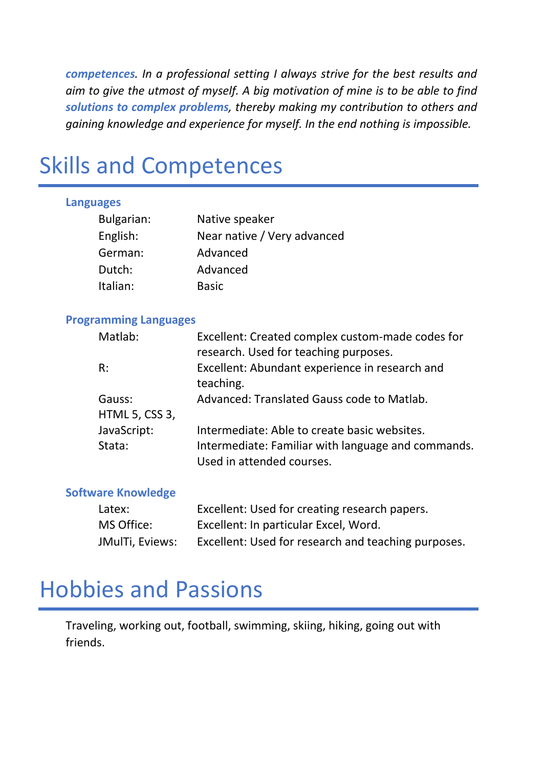***competences***. *In a professional setting I always strive for the best results and aim to give the utmost of myself. A big motivation of mine is to be able to find* ***solutions to complex problems****, thereby making my contribution to others and gaining knowledge and experience for myself. In the end nothing is impossible.*

# Skills and Competences

**Languages**

| | |
|---|---|
| Bulgarian: | Native speaker |
| English: | Near native / Very advanced |
| German: | Advanced |
| Dutch: | Advanced |
| Italian: | Basic |

**Programming Languages**

| | |
|---|---|
| Matlab: | Excellent: Created complex custom-made codes for research. Used for teaching purposes. |
| R: | Excellent: Abundant experience in research and teaching. |
| Gauss: | Advanced: Translated Gauss code to Matlab. |
| HTML 5, CSS 3, JavaScript: | Intermediate: Able to create basic websites. |
| Stata: | Intermediate: Familiar with language and commands. Used in attended courses. |

**Software Knowledge**

| | |
|---|---|
| Latex: | Excellent: Used for creating research papers. |
| MS Office: | Excellent: In particular Excel, Word. |
| JMulTi, Eviews: | Excellent: Used for research and teaching purposes. |

# Hobbies and Passions

Traveling, working out, football, swimming, skiing, hiking, going out with friends.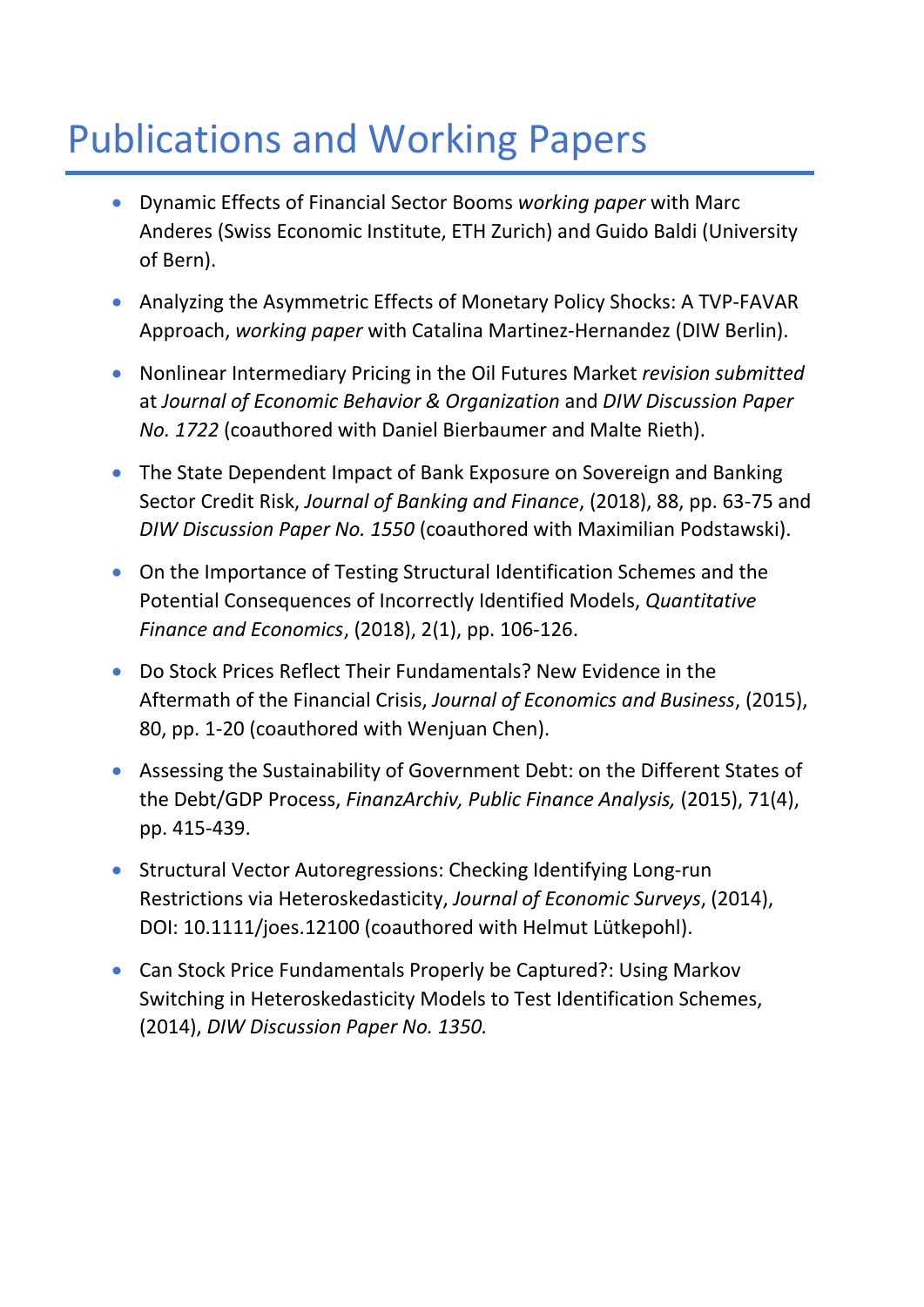# Publications and Working Papers

- Dynamic Effects of Financial Sector Booms *working paper* with Marc Anderes (Swiss Economic Institute, ETH Zurich) and Guido Baldi (University of Bern).

- Analyzing the Asymmetric Effects of Monetary Policy Shocks: A TVP-FAVAR Approach, *working paper* with Catalina Martinez-Hernandez (DIW Berlin).

- Nonlinear Intermediary Pricing in the Oil Futures Market *revision submitted* at *Journal of Economic Behavior & Organization* and *DIW Discussion Paper No. 1722* (coauthored with Daniel Bierbaumer and Malte Rieth).

- The State Dependent Impact of Bank Exposure on Sovereign and Banking Sector Credit Risk, *Journal of Banking and Finance*, (2018), 88, pp. 63-75 and *DIW Discussion Paper No. 1550* (coauthored with Maximilian Podstawski).

- On the Importance of Testing Structural Identification Schemes and the Potential Consequences of Incorrectly Identified Models, *Quantitative Finance and Economics*, (2018), 2(1), pp. 106-126.

- Do Stock Prices Reflect Their Fundamentals? New Evidence in the Aftermath of the Financial Crisis, *Journal of Economics and Business*, (2015), 80, pp. 1-20 (coauthored with Wenjuan Chen).

- Assessing the Sustainability of Government Debt: on the Different States of the Debt/GDP Process, *FinanzArchiv, Public Finance Analysis,* (2015), 71(4), pp. 415-439.

- Structural Vector Autoregressions: Checking Identifying Long-run Restrictions via Heteroskedasticity, *Journal of Economic Surveys*, (2014), DOI: 10.1111/joes.12100 (coauthored with Helmut Lütkepohl).

- Can Stock Price Fundamentals Properly be Captured?: Using Markov Switching in Heteroskedasticity Models to Test Identification Schemes, (2014), *DIW Discussion Paper No. 1350.*